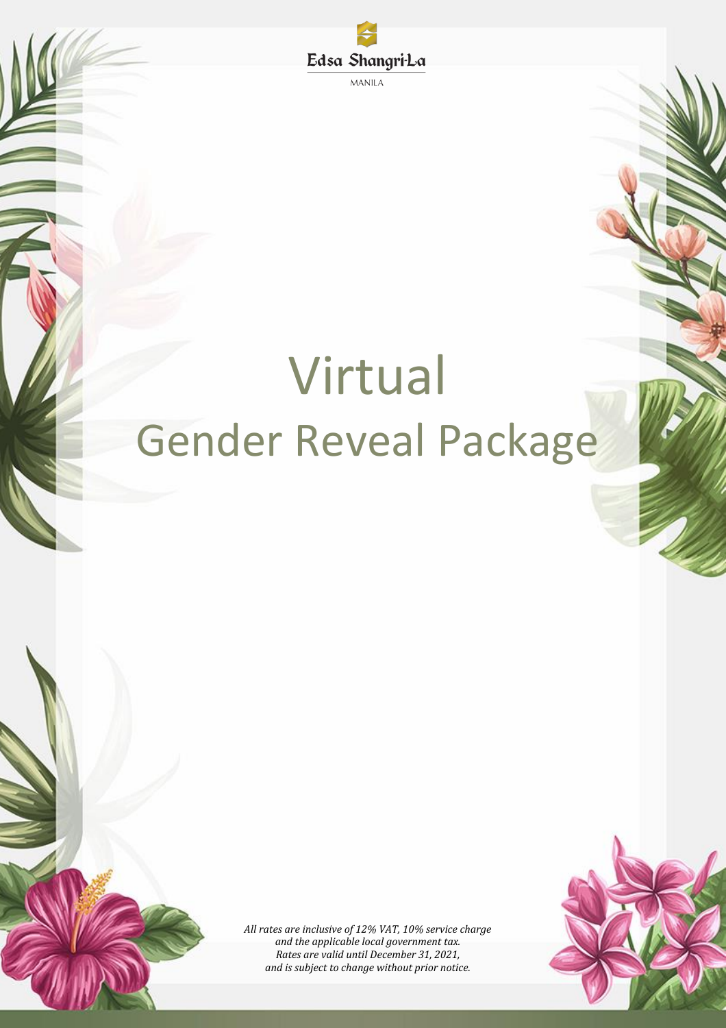Edsa Shangri-La

MANILA

# Virtual
# Gender Reveal Package

*All rates are inclusive of 12% VAT, 10% service charge and the applicable local government tax.*
*Rates are valid until December 31, 2021, and is subject to change without prior notice.*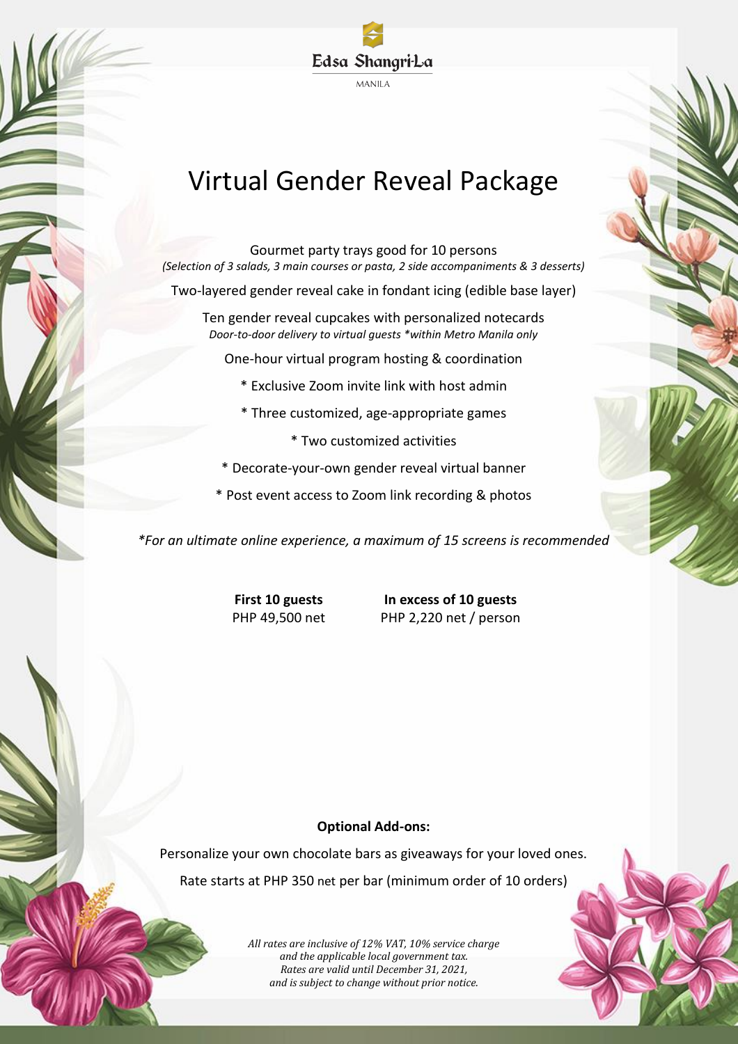Edsa Shangri-La

MANILA

# Virtual Gender Reveal Package

Gourmet party trays good for 10 persons
*(Selection of 3 salads, 3 main courses or pasta, 2 side accompaniments & 3 desserts)*

Two-layered gender reveal cake in fondant icing (edible base layer)

Ten gender reveal cupcakes with personalized notecards
*Door-to-door delivery to virtual guests *within Metro Manila only*

One-hour virtual program hosting & coordination

* Exclusive Zoom invite link with host admin
* Three customized, age-appropriate games
* Two customized activities
* Decorate-your-own gender reveal virtual banner
* Post event access to Zoom link recording & photos

*\*For an ultimate online experience, a maximum of 15 screens is recommended*

| **First 10 guests** | **In excess of 10 guests** |
|---|---|
| PHP 49,500 net | PHP 2,220 net / person |

**Optional Add-ons:**

Personalize your own chocolate bars as giveaways for your loved ones.

Rate starts at PHP 350 net per bar (minimum order of 10 orders)

*All rates are inclusive of 12% VAT, 10% service charge and the applicable local government tax. Rates are valid until December 31, 2021, and is subject to change without prior notice.*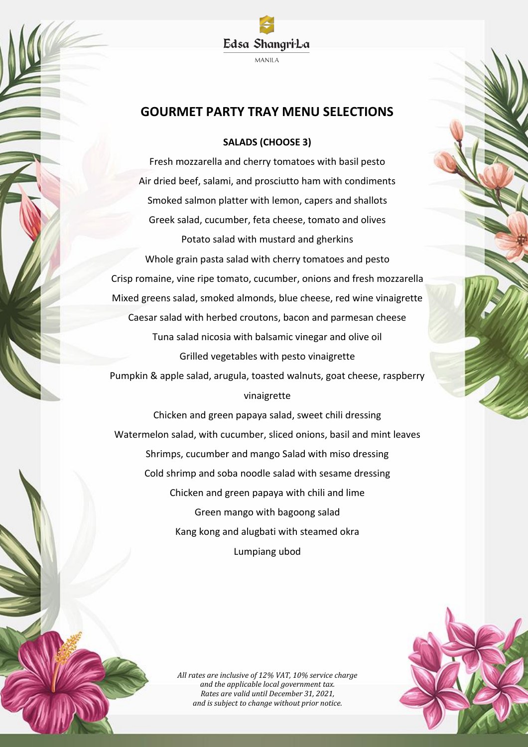Edsa Shangri-La

MANILA

## GOURMET PARTY TRAY MENU SELECTIONS

### SALADS (CHOOSE 3)

Fresh mozzarella and cherry tomatoes with basil pesto

Air dried beef, salami, and prosciutto ham with condiments

Smoked salmon platter with lemon, capers and shallots

Greek salad, cucumber, feta cheese, tomato and olives

Potato salad with mustard and gherkins

Whole grain pasta salad with cherry tomatoes and pesto

Crisp romaine, vine ripe tomato, cucumber, onions and fresh mozzarella

Mixed greens salad, smoked almonds, blue cheese, red wine vinaigrette

Caesar salad with herbed croutons, bacon and parmesan cheese

Tuna salad nicosia with balsamic vinegar and olive oil

Grilled vegetables with pesto vinaigrette

Pumpkin & apple salad, arugula, toasted walnuts, goat cheese, raspberry vinaigrette

Chicken and green papaya salad, sweet chili dressing

Watermelon salad, with cucumber, sliced onions, basil and mint leaves

Shrimps, cucumber and mango Salad with miso dressing

Cold shrimp and soba noodle salad with sesame dressing

Chicken and green papaya with chili and lime

Green mango with bagoong salad

Kang kong and alugbati with steamed okra

Lumpiang ubod

*All rates are inclusive of 12% VAT, 10% service charge and the applicable local government tax.*
*Rates are valid until December 31, 2021, and is subject to change without prior notice.*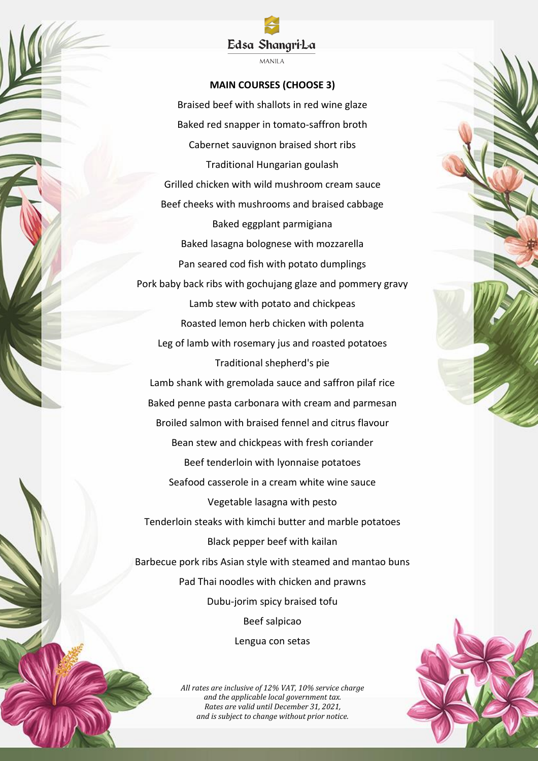Edsa Shangri-La

MANILA

**MAIN COURSES (CHOOSE 3)**

Braised beef with shallots in red wine glaze

Baked red snapper in tomato-saffron broth

Cabernet sauvignon braised short ribs

Traditional Hungarian goulash

Grilled chicken with wild mushroom cream sauce

Beef cheeks with mushrooms and braised cabbage

Baked eggplant parmigiana

Baked lasagna bolognese with mozzarella

Pan seared cod fish with potato dumplings

Pork baby back ribs with gochujang glaze and pommery gravy

Lamb stew with potato and chickpeas

Roasted lemon herb chicken with polenta

Leg of lamb with rosemary jus and roasted potatoes

Traditional shepherd's pie

Lamb shank with gremolada sauce and saffron pilaf rice

Baked penne pasta carbonara with cream and parmesan

Broiled salmon with braised fennel and citrus flavour

Bean stew and chickpeas with fresh coriander

Beef tenderloin with lyonnaise potatoes

Seafood casserole in a cream white wine sauce

Vegetable lasagna with pesto

Tenderloin steaks with kimchi butter and marble potatoes

Black pepper beef with kailan

Barbecue pork ribs Asian style with steamed and mantao buns

Pad Thai noodles with chicken and prawns

Dubu-jorim spicy braised tofu

Beef salpicao

Lengua con setas

*All rates are inclusive of 12% VAT, 10% service charge and the applicable local government tax. Rates are valid until December 31, 2021, and is subject to change without prior notice.*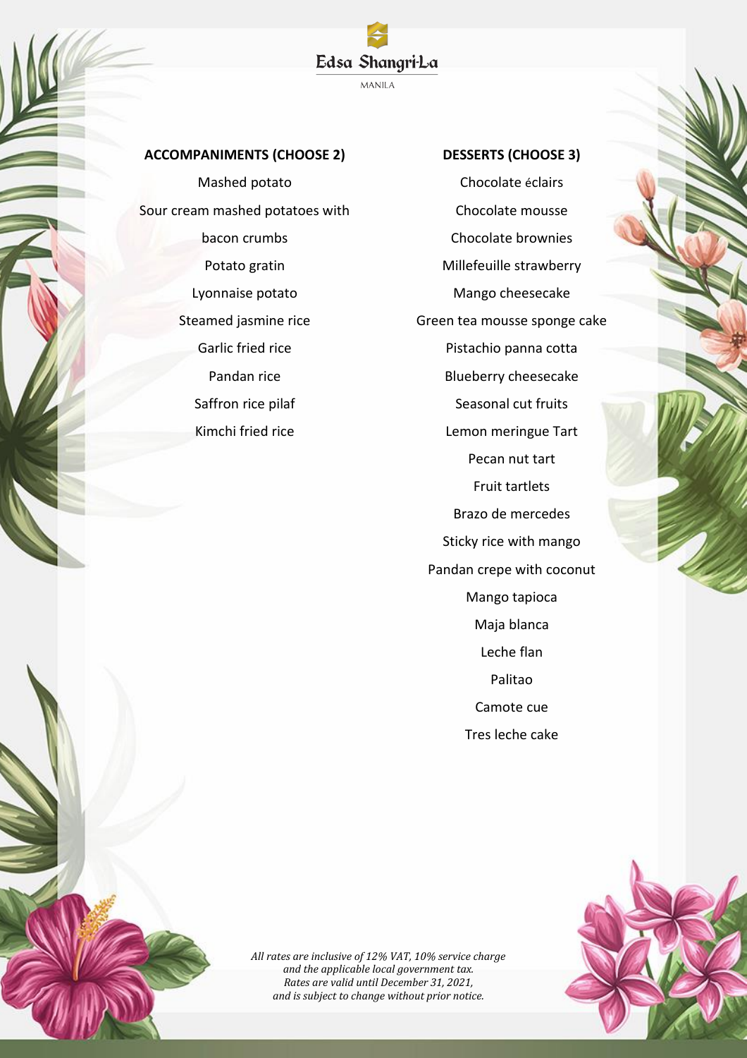Edsa Shangri-La

MANILA

## ACCOMPANIMENTS (CHOOSE 2)

Mashed potato

Sour cream mashed potatoes with bacon crumbs

Potato gratin

Lyonnaise potato

Steamed jasmine rice

Garlic fried rice

Pandan rice

Saffron rice pilaf

Kimchi fried rice

## DESSERTS (CHOOSE 3)

Chocolate éclairs

Chocolate mousse

Chocolate brownies

Millefeuille strawberry

Mango cheesecake

Green tea mousse sponge cake

Pistachio panna cotta

Blueberry cheesecake

Seasonal cut fruits

Lemon meringue Tart

Pecan nut tart

Fruit tartlets

Brazo de mercedes

Sticky rice with mango

Pandan crepe with coconut

Mango tapioca

Maja blanca

Leche flan

Palitao

Camote cue

Tres leche cake

*All rates are inclusive of 12% VAT, 10% service charge and the applicable local government tax. Rates are valid until December 31, 2021, and is subject to change without prior notice.*